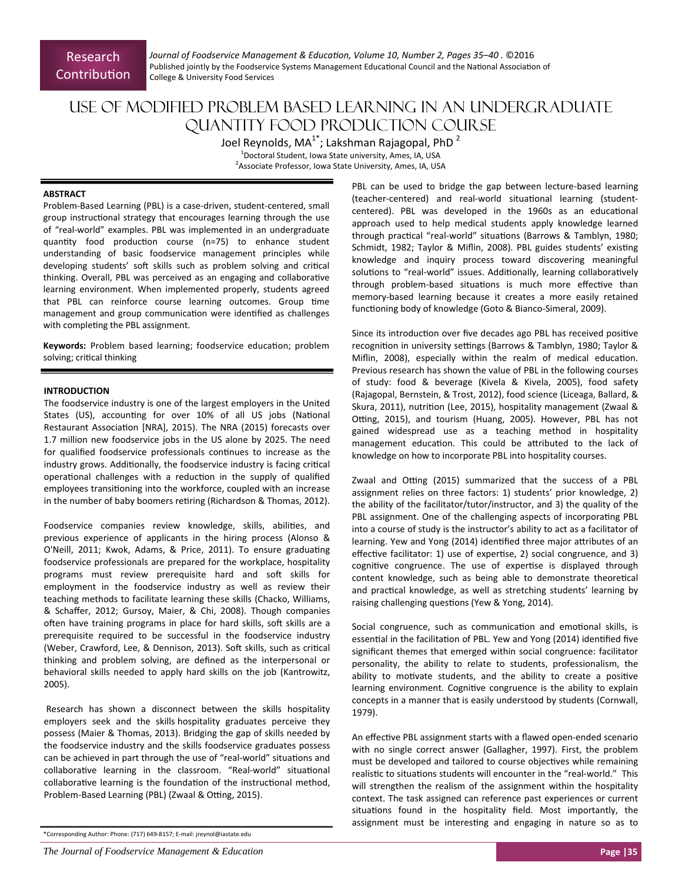Research Contribution

# USE OF MODIFIED PROBLEM BASED LEARNING IN AN UNDERGRADUATE QUANTITY FOOD PRODUCTION COURSE

Joel Reynolds, MA[1*]; Lakshman Rajagopal, PhD [2]

[1]Doctoral Student, Iowa State university, Ames, IA, USA
[2]Associate Professor, Iowa State University, Ames, IA, USA

## ABSTRACT

Problem-Based Learning (PBL) is a case-driven, student-centered, small group instructional strategy that encourages learning through the use of "real-world" examples. PBL was implemented in an undergraduate quantity food production course (n=75) to enhance student understanding of basic foodservice management principles while developing students' soft skills such as problem solving and critical thinking. Overall, PBL was perceived as an engaging and collaborative learning environment. When implemented properly, students agreed that PBL can reinforce course learning outcomes. Group time management and group communication were identified as challenges with completing the PBL assignment.

**Keywords:** Problem based learning; foodservice education; problem solving; critical thinking

## INTRODUCTION

The foodservice industry is one of the largest employers in the United States (US), accounting for over 10% of all US jobs (National Restaurant Association [NRA], 2015). The NRA (2015) forecasts over 1.7 million new foodservice jobs in the US alone by 2025. The need for qualified foodservice professionals continues to increase as the industry grows. Additionally, the foodservice industry is facing critical operational challenges with a reduction in the supply of qualified employees transitioning into the workforce, coupled with an increase in the number of baby boomers retiring (Richardson & Thomas, 2012).

Foodservice companies review knowledge, skills, abilities, and previous experience of applicants in the hiring process (Alonso & O'Neill, 2011; Kwok, Adams, & Price, 2011). To ensure graduating foodservice professionals are prepared for the workplace, hospitality programs must review prerequisite hard and soft skills for employment in the foodservice industry as well as review their teaching methods to facilitate learning these skills (Chacko, Williams, & Schaffer, 2012; Gursoy, Maier, & Chi, 2008). Though companies often have training programs in place for hard skills, soft skills are a prerequisite required to be successful in the foodservice industry (Weber, Crawford, Lee, & Dennison, 2013). Soft skills, such as critical thinking and problem solving, are defined as the interpersonal or behavioral skills needed to apply hard skills on the job (Kantrowitz, 2005).

Research has shown a disconnect between the skills hospitality employers seek and the skills hospitality graduates perceive they possess (Maier & Thomas, 2013). Bridging the gap of skills needed by the foodservice industry and the skills foodservice graduates possess can be achieved in part through the use of "real-world" situations and collaborative learning in the classroom. "Real-world" situational collaborative learning is the foundation of the instructional method, Problem-Based Learning (PBL) (Zwaal & Otting, 2015).

PBL can be used to bridge the gap between lecture-based learning (teacher-centered) and real-world situational learning (student-centered). PBL was developed in the 1960s as an educational approach used to help medical students apply knowledge learned through practical "real-world" situations (Barrows & Tamblyn, 1980; Schmidt, 1982; Taylor & Miflin, 2008). PBL guides students' existing knowledge and inquiry process toward discovering meaningful solutions to "real-world" issues. Additionally, learning collaboratively through problem-based situations is much more effective than memory-based learning because it creates a more easily retained functioning body of knowledge (Goto & Bianco-Simeral, 2009).

Since its introduction over five decades ago PBL has received positive recognition in university settings (Barrows & Tamblyn, 1980; Taylor & Miflin, 2008), especially within the realm of medical education. Previous research has shown the value of PBL in the following courses of study: food & beverage (Kivela & Kivela, 2005), food safety (Rajagopal, Bernstein, & Trost, 2012), food science (Liceaga, Ballard, & Skura, 2011), nutrition (Lee, 2015), hospitality management (Zwaal & Otting, 2015), and tourism (Huang, 2005). However, PBL has not gained widespread use as a teaching method in hospitality management education. This could be attributed to the lack of knowledge on how to incorporate PBL into hospitality courses.

Zwaal and Otting (2015) summarized that the success of a PBL assignment relies on three factors: 1) students' prior knowledge, 2) the ability of the facilitator/tutor/instructor, and 3) the quality of the PBL assignment. One of the challenging aspects of incorporating PBL into a course of study is the instructor's ability to act as a facilitator of learning. Yew and Yong (2014) identified three major attributes of an effective facilitator: 1) use of expertise, 2) social congruence, and 3) cognitive congruence. The use of expertise is displayed through content knowledge, such as being able to demonstrate theoretical and practical knowledge, as well as stretching students' learning by raising challenging questions (Yew & Yong, 2014).

Social congruence, such as communication and emotional skills, is essential in the facilitation of PBL. Yew and Yong (2014) identified five significant themes that emerged within social congruence: facilitator personality, the ability to relate to students, professionalism, the ability to motivate students, and the ability to create a positive learning environment. Cognitive congruence is the ability to explain concepts in a manner that is easily understood by students (Cornwall, 1979).

An effective PBL assignment starts with a flawed open-ended scenario with no single correct answer (Gallagher, 1997). First, the problem must be developed and tailored to course objectives while remaining realistic to situations students will encounter in the "real-world." This will strengthen the realism of the assignment within the hospitality context. The task assigned can reference past experiences or current situations found in the hospitality field. Most importantly, the assignment must be interesting and engaging in nature so as to

*Corresponding Author: Phone: (717) 649-8157; E-mail: jreynol@iastate.edu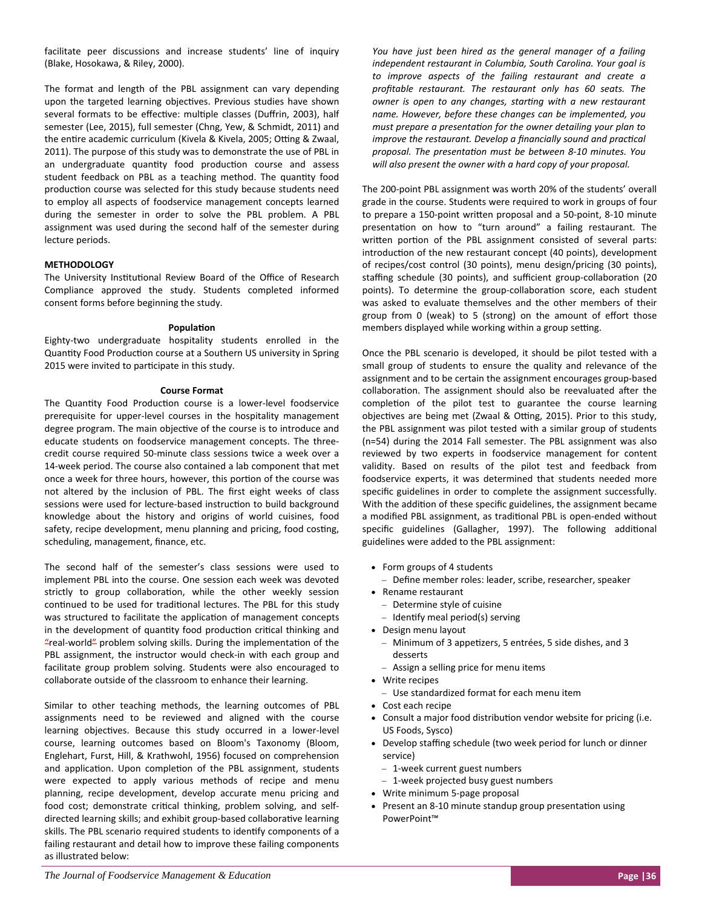facilitate peer discussions and increase students' line of inquiry (Blake, Hosokawa, & Riley, 2000).

The format and length of the PBL assignment can vary depending upon the targeted learning objectives. Previous studies have shown several formats to be effective: multiple classes (Duffrin, 2003), half semester (Lee, 2015), full semester (Chng, Yew, & Schmidt, 2011) and the entire academic curriculum (Kivela & Kivela, 2005; Otting & Zwaal, 2011). The purpose of this study was to demonstrate the use of PBL in an undergraduate quantity food production course and assess student feedback on PBL as a teaching method. The quantity food production course was selected for this study because students need to employ all aspects of foodservice management concepts learned during the semester in order to solve the PBL problem. A PBL assignment was used during the second half of the semester during lecture periods.

## METHODOLOGY

The University Institutional Review Board of the Office of Research Compliance approved the study. Students completed informed consent forms before beginning the study.

### Population

Eighty-two undergraduate hospitality students enrolled in the Quantity Food Production course at a Southern US university in Spring 2015 were invited to participate in this study.

### Course Format

The Quantity Food Production course is a lower-level foodservice prerequisite for upper-level courses in the hospitality management degree program. The main objective of the course is to introduce and educate students on foodservice management concepts. The three-credit course required 50-minute class sessions twice a week over a 14-week period. The course also contained a lab component that met once a week for three hours, however, this portion of the course was not altered by the inclusion of PBL. The first eight weeks of class sessions were used for lecture-based instruction to build background knowledge about the history and origins of world cuisines, food safety, recipe development, menu planning and pricing, food costing, scheduling, management, finance, etc.

The second half of the semester's class sessions were used to implement PBL into the course. One session each week was devoted strictly to group collaboration, while the other weekly session continued to be used for traditional lectures. The PBL for this study was structured to facilitate the application of management concepts in the development of quantity food production critical thinking and "real-world" problem solving skills. During the implementation of the PBL assignment, the instructor would check-in with each group and facilitate group problem solving. Students were also encouraged to collaborate outside of the classroom to enhance their learning.

Similar to other teaching methods, the learning outcomes of PBL assignments need to be reviewed and aligned with the course learning objectives. Because this study occurred in a lower-level course, learning outcomes based on Bloom's Taxonomy (Bloom, Englehart, Furst, Hill, & Krathwohl, 1956) focused on comprehension and application. Upon completion of the PBL assignment, students were expected to apply various methods of recipe and menu planning, recipe development, develop accurate menu pricing and food cost; demonstrate critical thinking, problem solving, and self-directed learning skills; and exhibit group-based collaborative learning skills. The PBL scenario required students to identify components of a failing restaurant and detail how to improve these failing components as illustrated below:

*You have just been hired as the general manager of a failing independent restaurant in Columbia, South Carolina. Your goal is to improve aspects of the failing restaurant and create a profitable restaurant. The restaurant only has 60 seats. The owner is open to any changes, starting with a new restaurant name. However, before these changes can be implemented, you must prepare a presentation for the owner detailing your plan to improve the restaurant. Develop a financially sound and practical proposal. The presentation must be between 8-10 minutes. You will also present the owner with a hard copy of your proposal.*

The 200-point PBL assignment was worth 20% of the students' overall grade in the course. Students were required to work in groups of four to prepare a 150-point written proposal and a 50-point, 8-10 minute presentation on how to "turn around" a failing restaurant. The written portion of the PBL assignment consisted of several parts: introduction of the new restaurant concept (40 points), development of recipes/cost control (30 points), menu design/pricing (30 points), staffing schedule (30 points), and sufficient group-collaboration (20 points). To determine the group-collaboration score, each student was asked to evaluate themselves and the other members of their group from 0 (weak) to 5 (strong) on the amount of effort those members displayed while working within a group setting.

Once the PBL scenario is developed, it should be pilot tested with a small group of students to ensure the quality and relevance of the assignment and to be certain the assignment encourages group-based collaboration. The assignment should also be reevaluated after the completion of the pilot test to guarantee the course learning objectives are being met (Zwaal & Otting, 2015). Prior to this study, the PBL assignment was pilot tested with a similar group of students (n=54) during the 2014 Fall semester. The PBL assignment was also reviewed by two experts in foodservice management for content validity. Based on results of the pilot test and feedback from foodservice experts, it was determined that students needed more specific guidelines in order to complete the assignment successfully. With the addition of these specific guidelines, the assignment became a modified PBL assignment, as traditional PBL is open-ended without specific guidelines (Gallagher, 1997). The following additional guidelines were added to the PBL assignment:

- Form groups of 4 students
  - Define member roles: leader, scribe, researcher, speaker
- Rename restaurant
  - Determine style of cuisine
  - Identify meal period(s) serving
- Design menu layout
  - Minimum of 3 appetizers, 5 entrées, 5 side dishes, and 3 desserts
  - Assign a selling price for menu items
- Write recipes
  - Use standardized format for each menu item
- Cost each recipe
- Consult a major food distribution vendor website for pricing (i.e. US Foods, Sysco)
- Develop staffing schedule (two week period for lunch or dinner service)
  - 1-week current guest numbers
  - 1-week projected busy guest numbers
- Write minimum 5-page proposal
- Present an 8-10 minute standup group presentation using PowerPoint™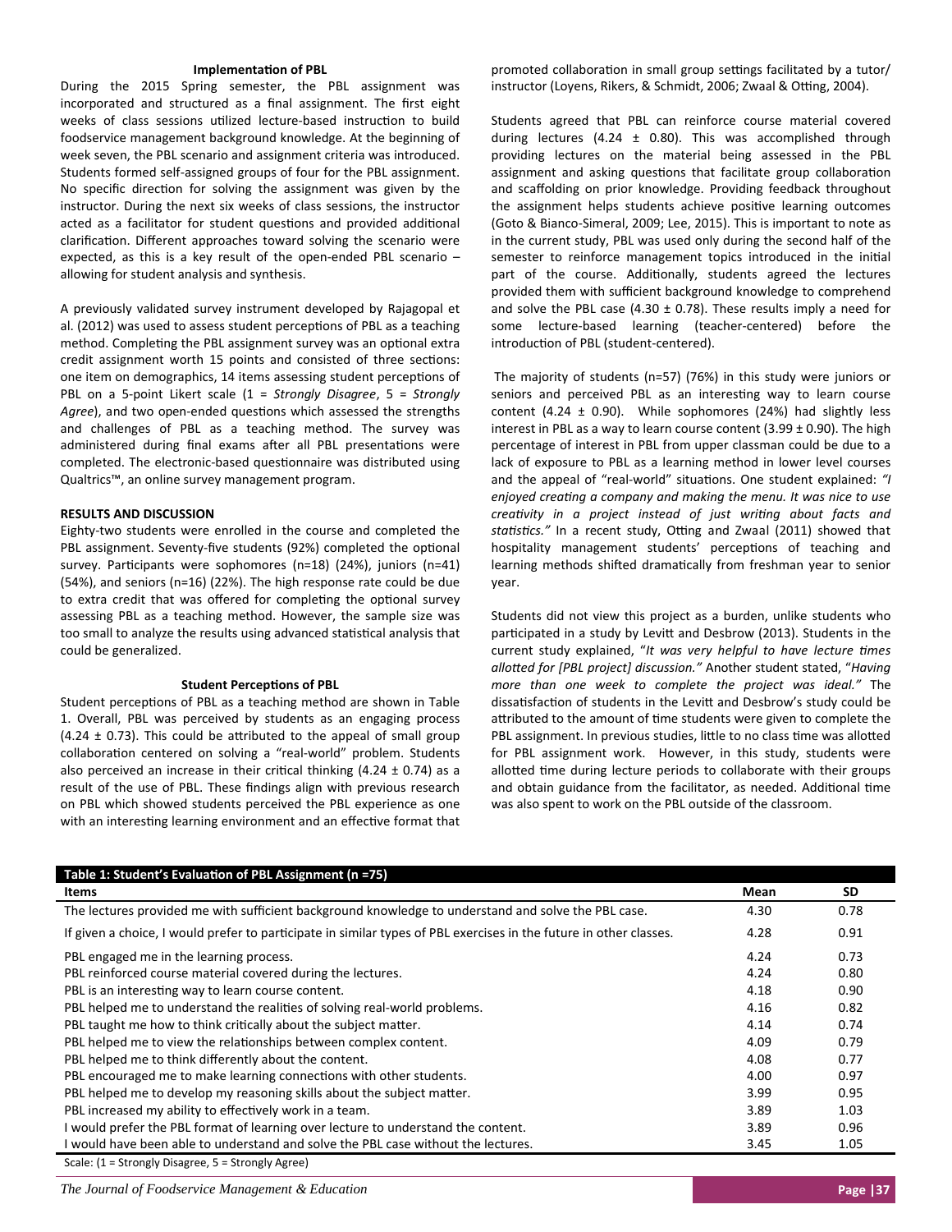### Implementation of PBL

During the 2015 Spring semester, the PBL assignment was incorporated and structured as a final assignment. The first eight weeks of class sessions utilized lecture-based instruction to build foodservice management background knowledge. At the beginning of week seven, the PBL scenario and assignment criteria was introduced. Students formed self-assigned groups of four for the PBL assignment. No specific direction for solving the assignment was given by the instructor. During the next six weeks of class sessions, the instructor acted as a facilitator for student questions and provided additional clarification. Different approaches toward solving the scenario were expected, as this is a key result of the open-ended PBL scenario – allowing for student analysis and synthesis.

A previously validated survey instrument developed by Rajagopal et al. (2012) was used to assess student perceptions of PBL as a teaching method. Completing the PBL assignment survey was an optional extra credit assignment worth 15 points and consisted of three sections: one item on demographics, 14 items assessing student perceptions of PBL on a 5-point Likert scale (1 = *Strongly Disagree*, 5 = *Strongly Agree*), and two open-ended questions which assessed the strengths and challenges of PBL as a teaching method. The survey was administered during final exams after all PBL presentations were completed. The electronic-based questionnaire was distributed using Qualtrics™, an online survey management program.

## RESULTS AND DISCUSSION

Eighty-two students were enrolled in the course and completed the PBL assignment. Seventy-five students (92%) completed the optional survey. Participants were sophomores (n=18) (24%), juniors (n=41) (54%), and seniors (n=16) (22%). The high response rate could be due to extra credit that was offered for completing the optional survey assessing PBL as a teaching method. However, the sample size was too small to analyze the results using advanced statistical analysis that could be generalized.

### Student Perceptions of PBL

Student perceptions of PBL as a teaching method are shown in Table 1. Overall, PBL was perceived by students as an engaging process (4.24 ± 0.73). This could be attributed to the appeal of small group collaboration centered on solving a "real-world" problem. Students also perceived an increase in their critical thinking (4.24 ± 0.74) as a result of the use of PBL. These findings align with previous research on PBL which showed students perceived the PBL experience as one with an interesting learning environment and an effective format that promoted collaboration in small group settings facilitated by a tutor/ instructor (Loyens, Rikers, & Schmidt, 2006; Zwaal & Otting, 2004).

Students agreed that PBL can reinforce course material covered during lectures (4.24 ± 0.80). This was accomplished through providing lectures on the material being assessed in the PBL assignment and asking questions that facilitate group collaboration and scaffolding on prior knowledge. Providing feedback throughout the assignment helps students achieve positive learning outcomes (Goto & Bianco-Simeral, 2009; Lee, 2015). This is important to note as in the current study, PBL was used only during the second half of the semester to reinforce management topics introduced in the initial part of the course. Additionally, students agreed the lectures provided them with sufficient background knowledge to comprehend and solve the PBL case (4.30 ± 0.78). These results imply a need for some lecture-based learning (teacher-centered) before the introduction of PBL (student-centered).

The majority of students (n=57) (76%) in this study were juniors or seniors and perceived PBL as an interesting way to learn course content (4.24 ± 0.90). While sophomores (24%) had slightly less interest in PBL as a way to learn course content (3.99 ± 0.90). The high percentage of interest in PBL from upper classman could be due to a lack of exposure to PBL as a learning method in lower level courses and the appeal of "real-world" situations. One student explained: *"I enjoyed creating a company and making the menu. It was nice to use creativity in a project instead of just writing about facts and statistics."* In a recent study, Otting and Zwaal (2011) showed that hospitality management students' perceptions of teaching and learning methods shifted dramatically from freshman year to senior year.

Students did not view this project as a burden, unlike students who participated in a study by Levitt and Desbrow (2013). Students in the current study explained, "*It was very helpful to have lecture times allotted for [PBL project] discussion."* Another student stated, "*Having more than one week to complete the project was ideal."* The dissatisfaction of students in the Levitt and Desbrow's study could be attributed to the amount of time students were given to complete the PBL assignment. In previous studies, little to no class time was allotted for PBL assignment work. However, in this study, students were allotted time during lecture periods to collaborate with their groups and obtain guidance from the facilitator, as needed. Additional time was also spent to work on the PBL outside of the classroom.

**Table 1: Student's Evaluation of PBL Assignment (n =75)**

| Items | Mean | SD |
|---|---|---|
| The lectures provided me with sufficient background knowledge to understand and solve the PBL case. | 4.30 | 0.78 |
| If given a choice, I would prefer to participate in similar types of PBL exercises in the future in other classes. | 4.28 | 0.91 |
| PBL engaged me in the learning process. | 4.24 | 0.73 |
| PBL reinforced course material covered during the lectures. | 4.24 | 0.80 |
| PBL is an interesting way to learn course content. | 4.18 | 0.90 |
| PBL helped me to understand the realities of solving real-world problems. | 4.16 | 0.82 |
| PBL taught me how to think critically about the subject matter. | 4.14 | 0.74 |
| PBL helped me to view the relationships between complex content. | 4.09 | 0.79 |
| PBL helped me to think differently about the content. | 4.08 | 0.77 |
| PBL encouraged me to make learning connections with other students. | 4.00 | 0.97 |
| PBL helped me to develop my reasoning skills about the subject matter. | 3.99 | 0.95 |
| PBL increased my ability to effectively work in a team. | 3.89 | 1.03 |
| I would prefer the PBL format of learning over lecture to understand the content. | 3.89 | 0.96 |
| I would have been able to understand and solve the PBL case without the lectures. | 3.45 | 1.05 |

Scale: (1 = Strongly Disagree, 5 = Strongly Agree)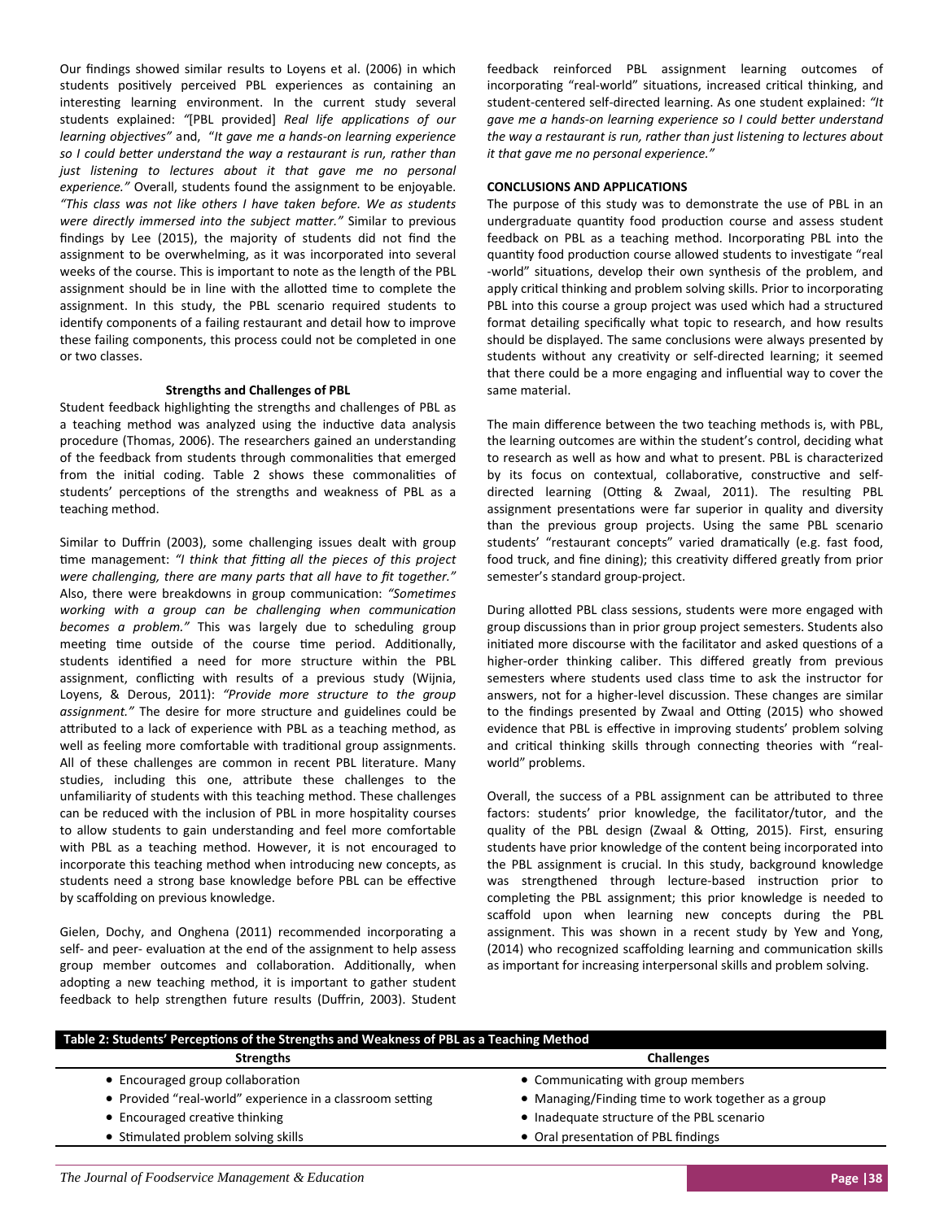Our findings showed similar results to Loyens et al. (2006) in which students positively perceived PBL experiences as containing an interesting learning environment. In the current study several students explained: *"*[PBL provided] *Real life applications of our learning objectives"* and, "*It gave me a hands-on learning experience so I could better understand the way a restaurant is run, rather than just listening to lectures about it that gave me no personal experience."* Overall, students found the assignment to be enjoyable. *"This class was not like others I have taken before. We as students were directly immersed into the subject matter."* Similar to previous findings by Lee (2015), the majority of students did not find the assignment to be overwhelming, as it was incorporated into several weeks of the course. This is important to note as the length of the PBL assignment should be in line with the allotted time to complete the assignment. In this study, the PBL scenario required students to identify components of a failing restaurant and detail how to improve these failing components, this process could not be completed in one or two classes.

### Strengths and Challenges of PBL

Student feedback highlighting the strengths and challenges of PBL as a teaching method was analyzed using the inductive data analysis procedure (Thomas, 2006). The researchers gained an understanding of the feedback from students through commonalities that emerged from the initial coding. Table 2 shows these commonalities of students' perceptions of the strengths and weakness of PBL as a teaching method.

Similar to Duffrin (2003), some challenging issues dealt with group time management: *"I think that fitting all the pieces of this project were challenging, there are many parts that all have to fit together."* Also, there were breakdowns in group communication: *"Sometimes working with a group can be challenging when communication becomes a problem."* This was largely due to scheduling group meeting time outside of the course time period. Additionally, students identified a need for more structure within the PBL assignment, conflicting with results of a previous study (Wijnia, Loyens, & Derous, 2011): *"Provide more structure to the group assignment."* The desire for more structure and guidelines could be attributed to a lack of experience with PBL as a teaching method, as well as feeling more comfortable with traditional group assignments. All of these challenges are common in recent PBL literature. Many studies, including this one, attribute these challenges to the unfamiliarity of students with this teaching method. These challenges can be reduced with the inclusion of PBL in more hospitality courses to allow students to gain understanding and feel more comfortable with PBL as a teaching method. However, it is not encouraged to incorporate this teaching method when introducing new concepts, as students need a strong base knowledge before PBL can be effective by scaffolding on previous knowledge.

Gielen, Dochy, and Onghena (2011) recommended incorporating a self- and peer- evaluation at the end of the assignment to help assess group member outcomes and collaboration. Additionally, when adopting a new teaching method, it is important to gather student feedback to help strengthen future results (Duffrin, 2003). Student feedback reinforced PBL assignment learning outcomes of incorporating "real-world" situations, increased critical thinking, and student-centered self-directed learning. As one student explained: *"It gave me a hands-on learning experience so I could better understand the way a restaurant is run, rather than just listening to lectures about it that gave me no personal experience."*

## CONCLUSIONS AND APPLICATIONS

The purpose of this study was to demonstrate the use of PBL in an undergraduate quantity food production course and assess student feedback on PBL as a teaching method. Incorporating PBL into the quantity food production course allowed students to investigate "real -world" situations, develop their own synthesis of the problem, and apply critical thinking and problem solving skills. Prior to incorporating PBL into this course a group project was used which had a structured format detailing specifically what topic to research, and how results should be displayed. The same conclusions were always presented by students without any creativity or self-directed learning; it seemed that there could be a more engaging and influential way to cover the same material.

The main difference between the two teaching methods is, with PBL, the learning outcomes are within the student's control, deciding what to research as well as how and what to present. PBL is characterized by its focus on contextual, collaborative, constructive and self-directed learning (Otting & Zwaal, 2011). The resulting PBL assignment presentations were far superior in quality and diversity than the previous group projects. Using the same PBL scenario students' "restaurant concepts" varied dramatically (e.g. fast food, food truck, and fine dining); this creativity differed greatly from prior semester's standard group-project.

During allotted PBL class sessions, students were more engaged with group discussions than in prior group project semesters. Students also initiated more discourse with the facilitator and asked questions of a higher-order thinking caliber. This differed greatly from previous semesters where students used class time to ask the instructor for answers, not for a higher-level discussion. These changes are similar to the findings presented by Zwaal and Otting (2015) who showed evidence that PBL is effective in improving students' problem solving and critical thinking skills through connecting theories with "real-world" problems.

Overall, the success of a PBL assignment can be attributed to three factors: students' prior knowledge, the facilitator/tutor, and the quality of the PBL design (Zwaal & Otting, 2015). First, ensuring students have prior knowledge of the content being incorporated into the PBL assignment is crucial. In this study, background knowledge was strengthened through lecture-based instruction prior to completing the PBL assignment; this prior knowledge is needed to scaffold upon when learning new concepts during the PBL assignment. This was shown in a recent study by Yew and Yong, (2014) who recognized scaffolding learning and communication skills as important for increasing interpersonal skills and problem solving.

**Table 2: Students' Perceptions of the Strengths and Weakness of PBL as a Teaching Method**

| Strengths | Challenges |
|---|---|
| • Encouraged group collaboration | • Communicating with group members |
| • Provided "real-world" experience in a classroom setting | • Managing/Finding time to work together as a group |
| • Encouraged creative thinking | • Inadequate structure of the PBL scenario |
| • Stimulated problem solving skills | • Oral presentation of PBL findings |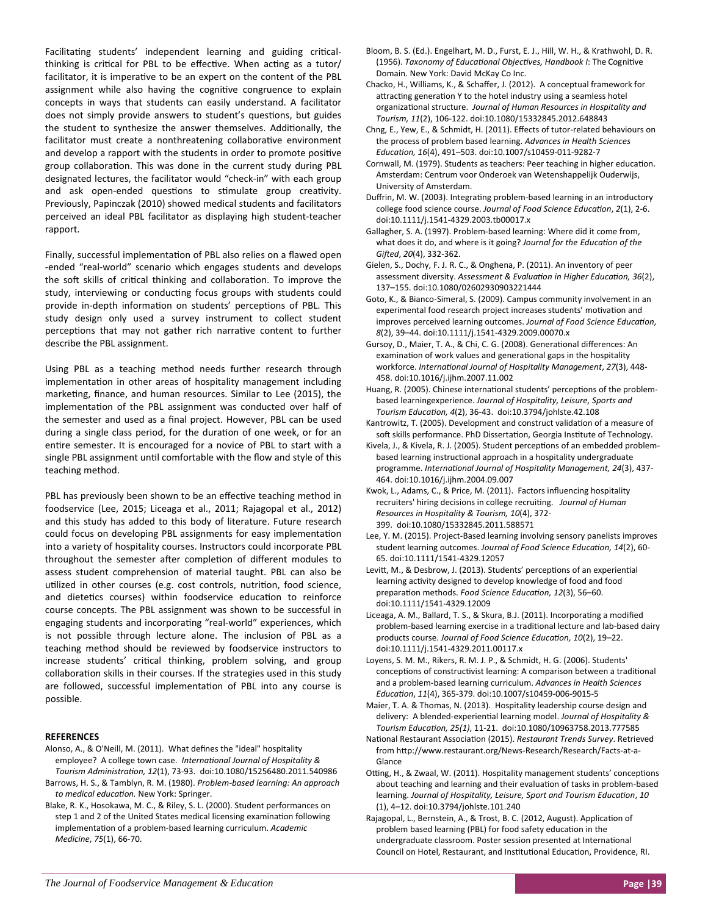Facilitating students' independent learning and guiding critical-thinking is critical for PBL to be effective. When acting as a tutor/facilitator, it is imperative to be an expert on the content of the PBL assignment while also having the cognitive congruence to explain concepts in ways that students can easily understand. A facilitator does not simply provide answers to student's questions, but guides the student to synthesize the answer themselves. Additionally, the facilitator must create a nonthreatening collaborative environment and develop a rapport with the students in order to promote positive group collaboration. This was done in the current study during PBL designated lectures, the facilitator would "check-in" with each group and ask open-ended questions to stimulate group creativity. Previously, Papinczak (2010) showed medical students and facilitators perceived an ideal PBL facilitator as displaying high student-teacher rapport.

Finally, successful implementation of PBL also relies on a flawed open-ended "real-world" scenario which engages students and develops the soft skills of critical thinking and collaboration. To improve the study, interviewing or conducting focus groups with students could provide in-depth information on students' perceptions of PBL. This study design only used a survey instrument to collect student perceptions that may not gather rich narrative content to further describe the PBL assignment.

Using PBL as a teaching method needs further research through implementation in other areas of hospitality management including marketing, finance, and human resources. Similar to Lee (2015), the implementation of the PBL assignment was conducted over half of the semester and used as a final project. However, PBL can be used during a single class period, for the duration of one week, or for an entire semester. It is encouraged for a novice of PBL to start with a single PBL assignment until comfortable with the flow and style of this teaching method.

PBL has previously been shown to be an effective teaching method in foodservice (Lee, 2015; Liceaga et al., 2011; Rajagopal et al., 2012) and this study has added to this body of literature. Future research could focus on developing PBL assignments for easy implementation into a variety of hospitality courses. Instructors could incorporate PBL throughout the semester after completion of different modules to assess student comprehension of material taught. PBL can also be utilized in other courses (e.g. cost controls, nutrition, food science, and dietetics courses) within foodservice education to reinforce course concepts. The PBL assignment was shown to be successful in engaging students and incorporating "real-world" experiences, which is not possible through lecture alone. The inclusion of PBL as a teaching method should be reviewed by foodservice instructors to increase students' critical thinking, problem solving, and group collaboration skills in their courses. If the strategies used in this study are followed, successful implementation of PBL into any course is possible.

## REFERENCES

Alonso, A., & O'Neill, M. (2011). What defines the "ideal" hospitality employee? A college town case. *International Journal of Hospitality & Tourism Administration, 12*(1), 73-93. doi:10.1080/15256480.2011.540986

Barrows, H. S., & Tamblyn, R. M. (1980). *Problem-based learning: An approach to medical education.* New York: Springer.

Blake, R. K., Hosokawa, M. C., & Riley, S. L. (2000). Student performances on step 1 and 2 of the United States medical licensing examination following implementation of a problem-based learning curriculum. *Academic Medicine*, *75*(1), 66-70.

Bloom, B. S. (Ed.). Engelhart, M. D., Furst, E. J., Hill, W. H., & Krathwohl, D. R. (1956). *Taxonomy of Educational Objectives, Handbook I*: The Cognitive Domain. New York: David McKay Co Inc.

Chacko, H., Williams, K., & Schaffer, J. (2012). A conceptual framework for attracting generation Y to the hotel industry using a seamless hotel organizational structure. *Journal of Human Resources in Hospitality and Tourism, 11*(2), 106-122. doi:10.1080/15332845.2012.648843

Chng, E., Yew, E., & Schmidt, H. (2011). Effects of tutor-related behaviours on the process of problem based learning. *Advances in Health Sciences Education, 16*(4), 491–503. doi:10.1007/s10459-011-9282-7

Cornwall, M. (1979). Students as teachers: Peer teaching in higher education. Amsterdam: Centrum voor Onderoek van Wetenshappelijk Ouderwijs, University of Amsterdam.

Duffrin, M. W. (2003). Integrating problem-based learning in an introductory college food science course. *Journal of Food Science Education*, *2*(1), 2-6. doi:10.1111/j.1541-4329.2003.tb00017.x

Gallagher, S. A. (1997). Problem-based learning: Where did it come from, what does it do, and where is it going? *Journal for the Education of the Gifted*, *20*(4), 332-362.

Gielen, S., Dochy, F. J. R. C., & Onghena, P. (2011). An inventory of peer assessment diversity. *Assessment & Evaluation in Higher Education, 36*(2), 137–155. doi:10.1080/02602930903221444

Goto, K., & Bianco-Simeral, S. (2009). Campus community involvement in an experimental food research project increases students' motivation and improves perceived learning outcomes. *Journal of Food Science Education, 8*(2), 39–44. doi:10.1111/j.1541-4329.2009.00070.x

Gursoy, D., Maier, T. A., & Chi, C. G. (2008). Generational differences: An examination of work values and generational gaps in the hospitality workforce. *International Journal of Hospitality Management*, *27*(3), 448-458. doi:10.1016/j.ijhm.2007.11.002

Huang, R. (2005). Chinese international students' perceptions of the problem-based learningexperience. *Journal of Hospitality, Leisure, Sports and Tourism Education, 4*(2), 36-43. doi:10.3794/johlste.42.108

Kantrowitz, T. (2005). Development and construct validation of a measure of soft skills performance. PhD Dissertation, Georgia Institute of Technology.

Kivela, J., & Kivela, R. J. (2005). Student perceptions of an embedded problem-based learning instructional approach in a hospitality undergraduate programme. *International Journal of Hospitality Management, 24*(3), 437-464. doi:10.1016/j.ijhm.2004.09.007

Kwok, L., Adams, C., & Price, M. (2011). Factors influencing hospitality recruiters' hiring decisions in college recruiting. *Journal of Human Resources in Hospitality & Tourism, 10*(4), 372-399. doi:10.1080/15332845.2011.588571

Lee, Y. M. (2015). Project-Based learning involving sensory panelists improves student learning outcomes. *Journal of Food Science Education, 14*(2), 60-65. doi:10.1111/1541-4329.12057

Levitt, M., & Desbrow, J. (2013). Students' perceptions of an experiential learning activity designed to develop knowledge of food and food preparation methods. *Food Science Education, 12*(3), 56–60. doi:10.1111/1541-4329.12009

Liceaga, A. M., Ballard, T. S., & Skura, B.J. (2011). Incorporating a modified problem-based learning exercise in a traditional lecture and lab-based dairy products course. *Journal of Food Science Education, 10*(2), 19–22. doi:10.1111/j.1541-4329.2011.00117.x

Loyens, S. M. M., Rikers, R. M. J. P., & Schmidt, H. G. (2006). Students' conceptions of constructivist learning: A comparison between a traditional and a problem-based learning curriculum. *Advances in Health Sciences Education*, *11*(4), 365-379. doi:10.1007/s10459-006-9015-5

Maier, T. A. & Thomas, N. (2013). Hospitality leadership course design and delivery: A blended-experiential learning model. *Journal of Hospitality & Tourism Education, 25(1)*, 11-21. doi:10.1080/10963758.2013.777585

National Restaurant Association (2015). *Restaurant Trends Survey*. Retrieved from http://www.restaurant.org/News-Research/Research/Facts-at-a-Glance

Otting, H., & Zwaal, W. (2011). Hospitality management students' conceptions about teaching and learning and their evaluation of tasks in problem-based learning. *Journal of Hospitality, Leisure, Sport and Tourism Education*, *10* (1), 4–12. doi:10.3794/johlste.101.240

Rajagopal, L., Bernstein, A., & Trost, B. C. (2012, August). Application of problem based learning (PBL) for food safety education in the undergraduate classroom. Poster session presented at International Council on Hotel, Restaurant, and Institutional Education, Providence, RI.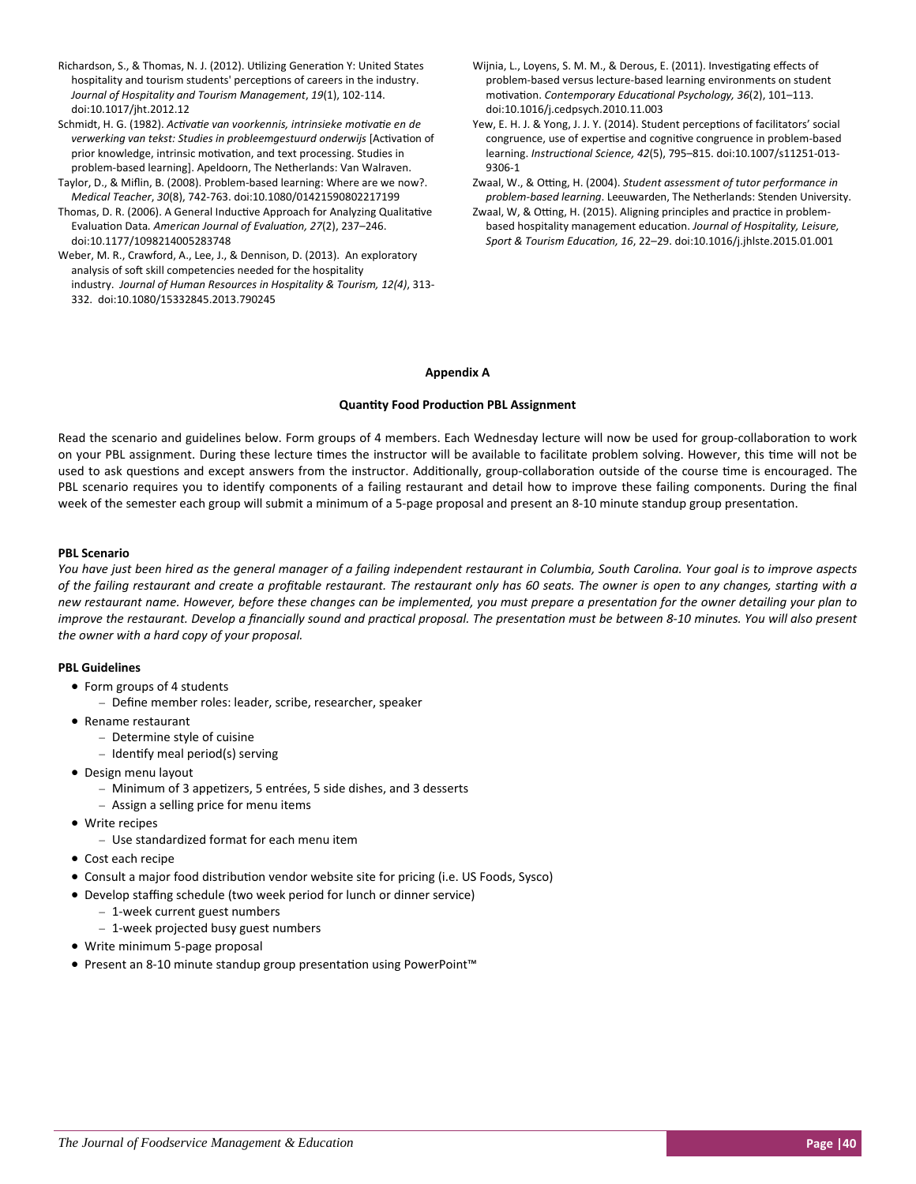Richardson, S., & Thomas, N. J. (2012). Utilizing Generation Y: United States hospitality and tourism students' perceptions of careers in the industry. *Journal of Hospitality and Tourism Management*, *19*(1), 102-114. doi:10.1017/jht.2012.12

Schmidt, H. G. (1982). *Activatie van voorkennis, intrinsieke motivatie en de verwerking van tekst: Studies in probleemgestuurd onderwijs* [Activation of prior knowledge, intrinsic motivation, and text processing. Studies in problem-based learning]. Apeldoorn, The Netherlands: Van Walraven.

Taylor, D., & Miflin, B. (2008). Problem-based learning: Where are we now?. *Medical Teacher*, *30*(8), 742-763. doi:10.1080/01421590802217199

Thomas, D. R. (2006). A General Inductive Approach for Analyzing Qualitative Evaluation Data*. American Journal of Evaluation, 27*(2), 237–246. doi:10.1177/1098214005283748

Weber, M. R., Crawford, A., Lee, J., & Dennison, D. (2013). An exploratory analysis of soft skill competencies needed for the hospitality industry. *Journal of Human Resources in Hospitality & Tourism, 12(4)*, 313-332. doi:10.1080/15332845.2013.790245

Wijnia, L., Loyens, S. M. M., & Derous, E. (2011). Investigating effects of problem-based versus lecture-based learning environments on student motivation. *Contemporary Educational Psychology, 36*(2), 101–113. doi:10.1016/j.cedpsych.2010.11.003

Yew, E. H. J. & Yong, J. J. Y. (2014). Student perceptions of facilitators' social congruence, use of expertise and cognitive congruence in problem-based learning. *Instructional Science, 42*(5), 795–815. doi:10.1007/s11251-013-9306-1

Zwaal, W., & Otting, H. (2004). *Student assessment of tutor performance in problem-based learning*. Leeuwarden, The Netherlands: Stenden University.

Zwaal, W, & Otting, H. (2015). Aligning principles and practice in problem-based hospitality management education. *Journal of Hospitality, Leisure, Sport & Tourism Education, 16*, 22–29. doi:10.1016/j.jhlste.2015.01.001

## Appendix A

### Quantity Food Production PBL Assignment

Read the scenario and guidelines below. Form groups of 4 members. Each Wednesday lecture will now be used for group-collaboration to work on your PBL assignment. During these lecture times the instructor will be available to facilitate problem solving. However, this time will not be used to ask questions and except answers from the instructor. Additionally, group-collaboration outside of the course time is encouraged. The PBL scenario requires you to identify components of a failing restaurant and detail how to improve these failing components. During the final week of the semester each group will submit a minimum of a 5-page proposal and present an 8-10 minute standup group presentation.

**PBL Scenario**

*You have just been hired as the general manager of a failing independent restaurant in Columbia, South Carolina. Your goal is to improve aspects of the failing restaurant and create a profitable restaurant. The restaurant only has 60 seats. The owner is open to any changes, starting with a new restaurant name. However, before these changes can be implemented, you must prepare a presentation for the owner detailing your plan to improve the restaurant. Develop a financially sound and practical proposal. The presentation must be between 8-10 minutes. You will also present the owner with a hard copy of your proposal.*

**PBL Guidelines**

- Form groups of 4 students
  - Define member roles: leader, scribe, researcher, speaker
- Rename restaurant
  - Determine style of cuisine
  - Identify meal period(s) serving
- Design menu layout
  - Minimum of 3 appetizers, 5 entrées, 5 side dishes, and 3 desserts
  - Assign a selling price for menu items
- Write recipes
  - Use standardized format for each menu item
- Cost each recipe
- Consult a major food distribution vendor website site for pricing (i.e. US Foods, Sysco)
- Develop staffing schedule (two week period for lunch or dinner service)
  - 1-week current guest numbers
  - 1-week projected busy guest numbers
- Write minimum 5-page proposal
- Present an 8-10 minute standup group presentation using PowerPoint™